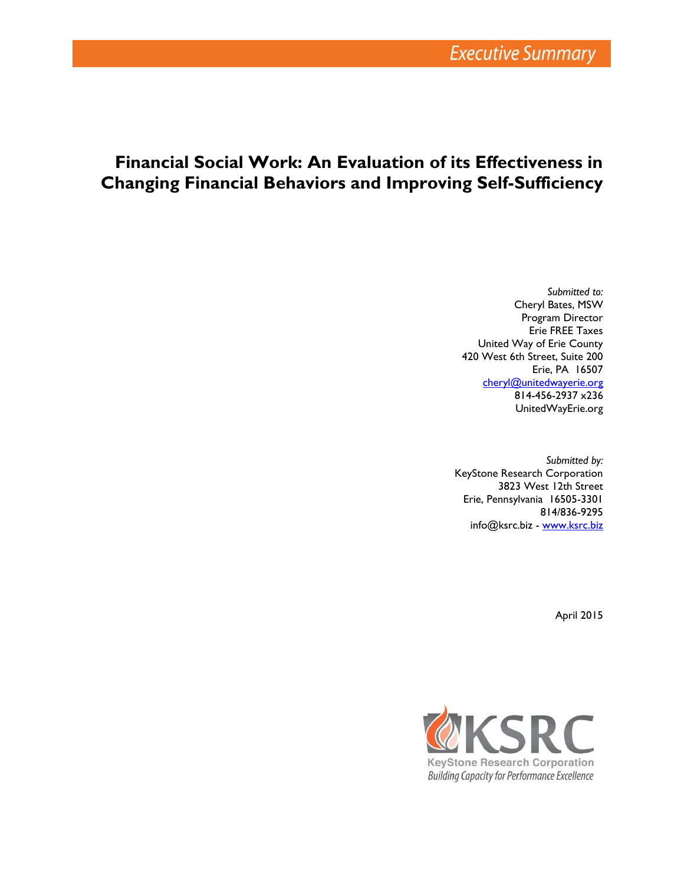Executive Summary

# Financial Social Work: An Evaluation of its Effectiveness in Changing Financial Behaviors and Improving Self-Sufficiency

*Submitted to:*
Cheryl Bates, MSW
Program Director
Erie FREE Taxes
United Way of Erie County
420 West 6th Street, Suite 200
Erie, PA 16507
cheryl@unitedwayerie.org
814-456-2937 x236
UnitedWayErie.org

*Submitted by:*
KeyStone Research Corporation
3823 West 12th Street
Erie, Pennsylvania 16505-3301
814/836-9295
info@ksrc.biz - www.ksrc.biz

April 2015

KSRC
KeyStone Research Corporation
*Building Capacity for Performance Excellence*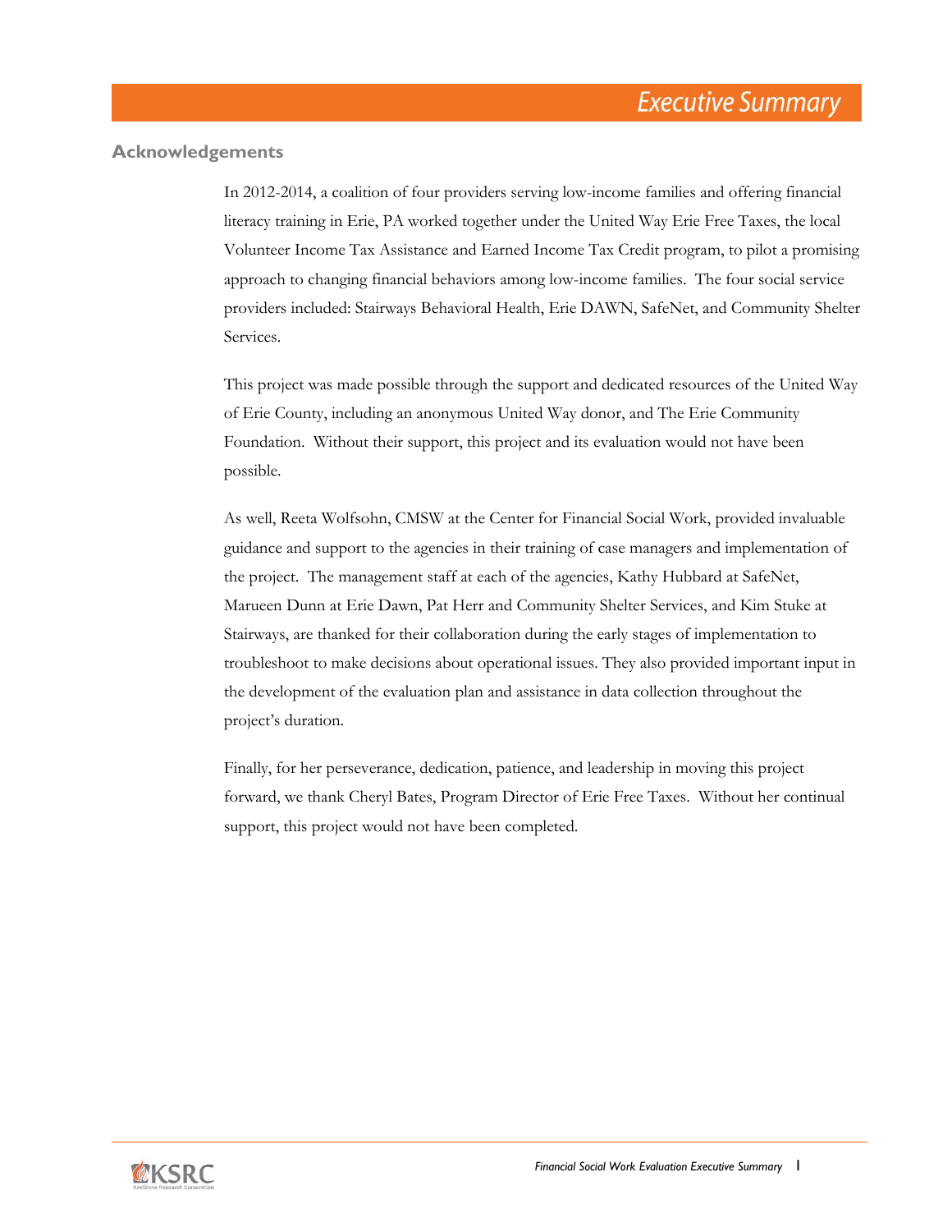# Executive Summary

## Acknowledgements

In 2012-2014, a coalition of four providers serving low-income families and offering financial literacy training in Erie, PA worked together under the United Way Erie Free Taxes, the local Volunteer Income Tax Assistance and Earned Income Tax Credit program, to pilot a promising approach to changing financial behaviors among low-income families. The four social service providers included: Stairways Behavioral Health, Erie DAWN, SafeNet, and Community Shelter Services.

This project was made possible through the support and dedicated resources of the United Way of Erie County, including an anonymous United Way donor, and The Erie Community Foundation. Without their support, this project and its evaluation would not have been possible.

As well, Reeta Wolfsohn, CMSW at the Center for Financial Social Work, provided invaluable guidance and support to the agencies in their training of case managers and implementation of the project. The management staff at each of the agencies, Kathy Hubbard at SafeNet, Marueen Dunn at Erie Dawn, Pat Herr and Community Shelter Services, and Kim Stuke at Stairways, are thanked for their collaboration during the early stages of implementation to troubleshoot to make decisions about operational issues. They also provided important input in the development of the evaluation plan and assistance in data collection throughout the project's duration.

Finally, for her perseverance, dedication, patience, and leadership in moving this project forward, we thank Cheryl Bates, Program Director of Erie Free Taxes. Without her continual support, this project would not have been completed.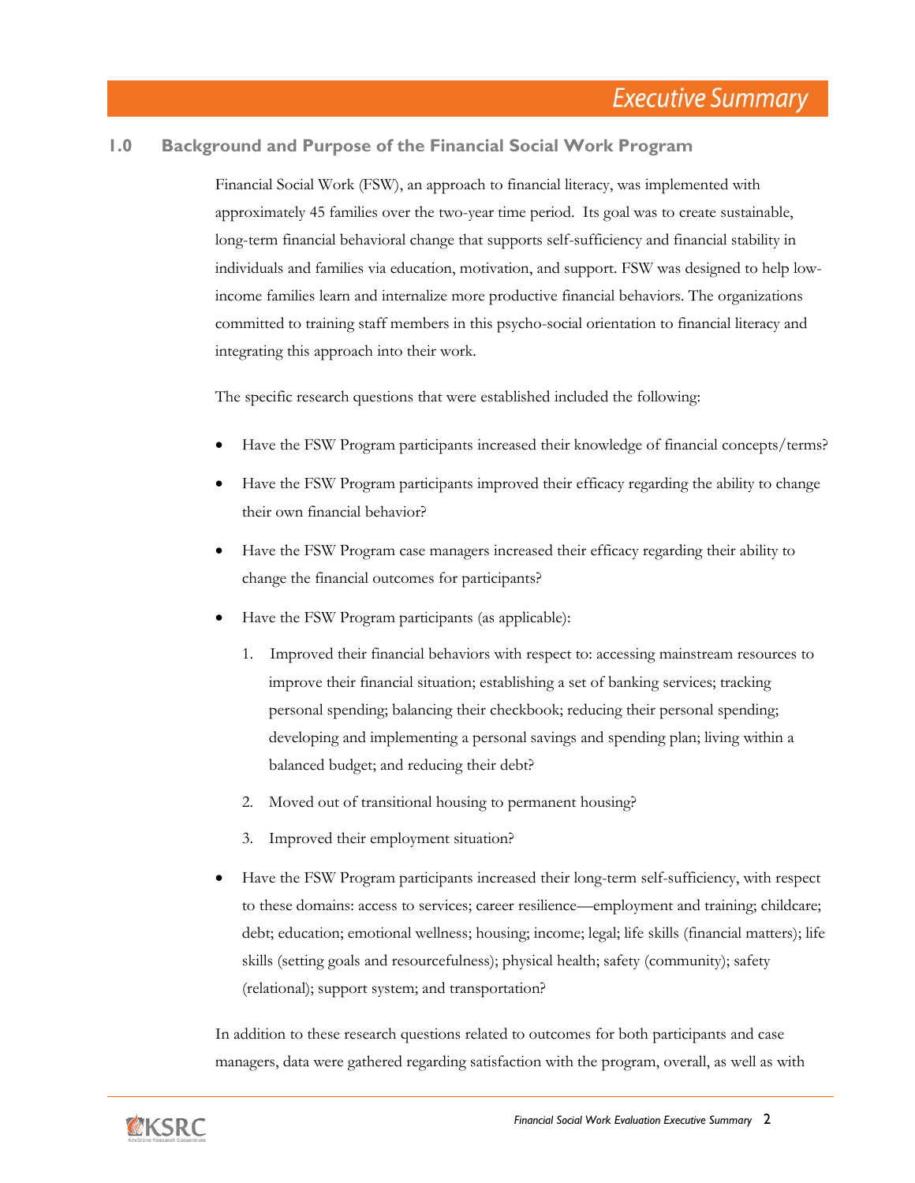# Executive Summary

## 1.0 Background and Purpose of the Financial Social Work Program

Financial Social Work (FSW), an approach to financial literacy, was implemented with approximately 45 families over the two-year time period. Its goal was to create sustainable, long-term financial behavioral change that supports self-sufficiency and financial stability in individuals and families via education, motivation, and support. FSW was designed to help low-income families learn and internalize more productive financial behaviors. The organizations committed to training staff members in this psycho-social orientation to financial literacy and integrating this approach into their work.

The specific research questions that were established included the following:

- Have the FSW Program participants increased their knowledge of financial concepts/terms?
- Have the FSW Program participants improved their efficacy regarding the ability to change their own financial behavior?
- Have the FSW Program case managers increased their efficacy regarding their ability to change the financial outcomes for participants?
- Have the FSW Program participants (as applicable):
  1. Improved their financial behaviors with respect to: accessing mainstream resources to improve their financial situation; establishing a set of banking services; tracking personal spending; balancing their checkbook; reducing their personal spending; developing and implementing a personal savings and spending plan; living within a balanced budget; and reducing their debt?
  2. Moved out of transitional housing to permanent housing?
  3. Improved their employment situation?
- Have the FSW Program participants increased their long-term self-sufficiency, with respect to these domains: access to services; career resilience—employment and training; childcare; debt; education; emotional wellness; housing; income; legal; life skills (financial matters); life skills (setting goals and resourcefulness); physical health; safety (community); safety (relational); support system; and transportation?

In addition to these research questions related to outcomes for both participants and case managers, data were gathered regarding satisfaction with the program, overall, as well as with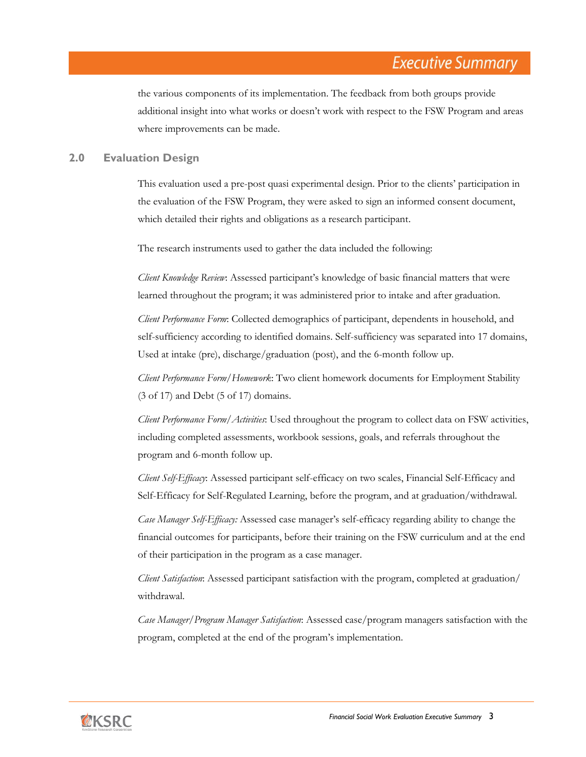the various components of its implementation. The feedback from both groups provide additional insight into what works or doesn't work with respect to the FSW Program and areas where improvements can be made.

## 2.0 Evaluation Design

This evaluation used a pre-post quasi experimental design. Prior to the clients' participation in the evaluation of the FSW Program, they were asked to sign an informed consent document, which detailed their rights and obligations as a research participant.

The research instruments used to gather the data included the following:

*Client Knowledge Review*: Assessed participant's knowledge of basic financial matters that were learned throughout the program; it was administered prior to intake and after graduation.

*Client Performance Form*: Collected demographics of participant, dependents in household, and self-sufficiency according to identified domains. Self-sufficiency was separated into 17 domains, Used at intake (pre), discharge/graduation (post), and the 6-month follow up.

*Client Performance Form/Homework*: Two client homework documents for Employment Stability (3 of 17) and Debt (5 of 17) domains.

*Client Performance Form/Activities*: Used throughout the program to collect data on FSW activities, including completed assessments, workbook sessions, goals, and referrals throughout the program and 6-month follow up.

*Client Self-Efficacy*: Assessed participant self-efficacy on two scales, Financial Self-Efficacy and Self-Efficacy for Self-Regulated Learning, before the program, and at graduation/withdrawal.

*Case Manager Self-Efficacy:* Assessed case manager's self-efficacy regarding ability to change the financial outcomes for participants, before their training on the FSW curriculum and at the end of their participation in the program as a case manager.

*Client Satisfaction*: Assessed participant satisfaction with the program, completed at graduation/withdrawal.

*Case Manager/Program Manager Satisfaction*: Assessed case/program managers satisfaction with the program, completed at the end of the program's implementation.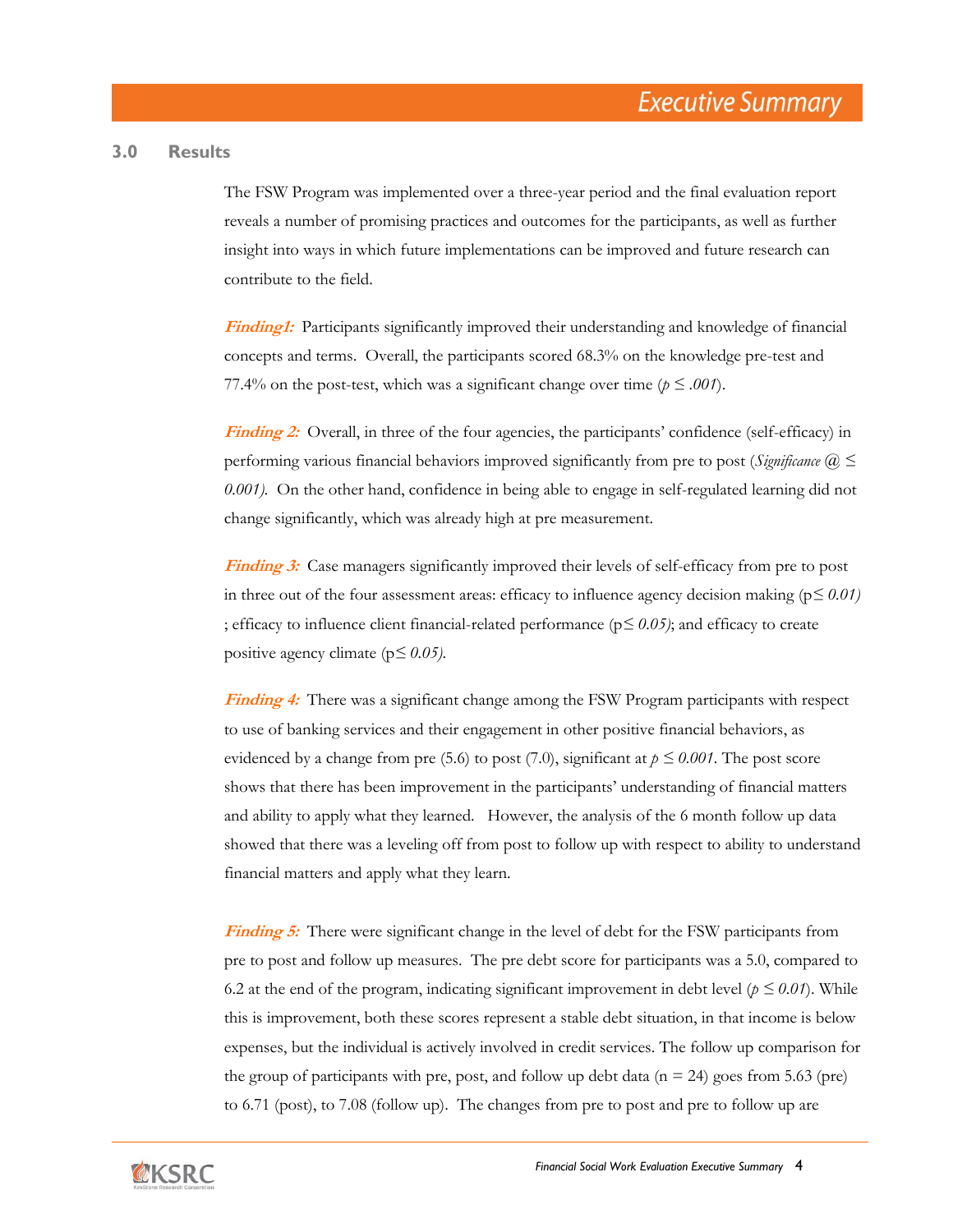# Executive Summary

## 3.0 Results

The FSW Program was implemented over a three-year period and the final evaluation report reveals a number of promising practices and outcomes for the participants, as well as further insight into ways in which future implementations can be improved and future research can contribute to the field.

***Finding1:*** Participants significantly improved their understanding and knowledge of financial concepts and terms. Overall, the participants scored 68.3% on the knowledge pre-test and 77.4% on the post-test, which was a significant change over time ($p \leq .001$).

***Finding 2:*** Overall, in three of the four agencies, the participants' confidence (self-efficacy) in performing various financial behaviors improved significantly from pre to post (*Significance @ ≤ 0.001).* On the other hand, confidence in being able to engage in self-regulated learning did not change significantly, which was already high at pre measurement.

***Finding 3:*** Case managers significantly improved their levels of self-efficacy from pre to post in three out of the four assessment areas: efficacy to influence agency decision making ($p \leq 0.01$) ; efficacy to influence client financial-related performance ($p \leq 0.05$); and efficacy to create positive agency climate ($p \leq 0.05$).

***Finding 4:*** There was a significant change among the FSW Program participants with respect to use of banking services and their engagement in other positive financial behaviors, as evidenced by a change from pre (5.6) to post (7.0), significant at $p \leq 0.001$. The post score shows that there has been improvement in the participants' understanding of financial matters and ability to apply what they learned. However, the analysis of the 6 month follow up data showed that there was a leveling off from post to follow up with respect to ability to understand financial matters and apply what they learn.

***Finding 5:*** There were significant change in the level of debt for the FSW participants from pre to post and follow up measures. The pre debt score for participants was a 5.0, compared to 6.2 at the end of the program, indicating significant improvement in debt level ($p \leq 0.01$). While this is improvement, both these scores represent a stable debt situation, in that income is below expenses, but the individual is actively involved in credit services. The follow up comparison for the group of participants with pre, post, and follow up debt data ($n = 24$) goes from 5.63 (pre) to 6.71 (post), to 7.08 (follow up). The changes from pre to post and pre to follow up are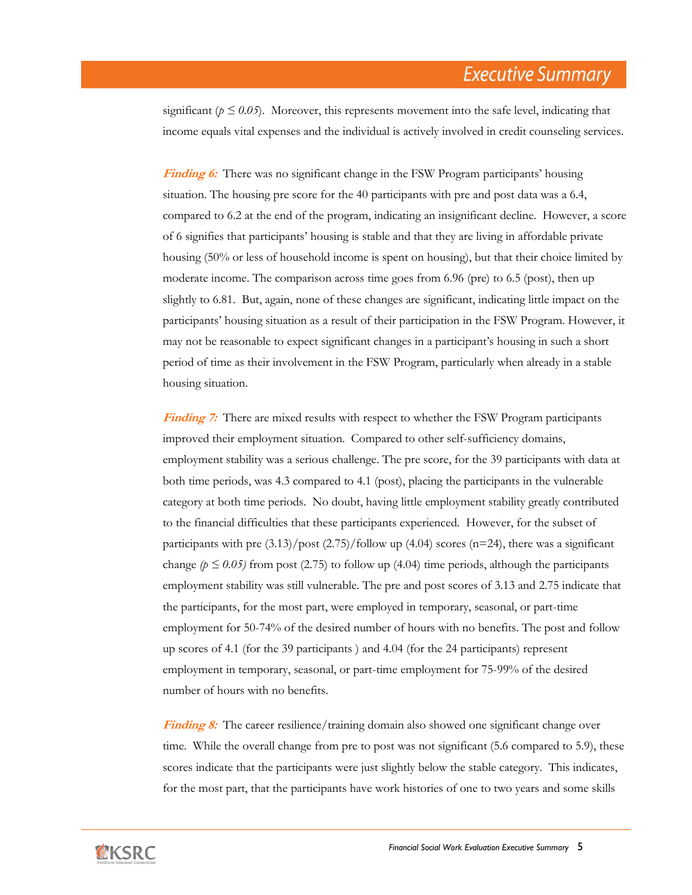significant ($p \leq 0.05$). Moreover, this represents movement into the safe level, indicating that income equals vital expenses and the individual is actively involved in credit counseling services.

***Finding 6:*** There was no significant change in the FSW Program participants' housing situation. The housing pre score for the 40 participants with pre and post data was a 6.4, compared to 6.2 at the end of the program, indicating an insignificant decline. However, a score of 6 signifies that participants' housing is stable and that they are living in affordable private housing (50% or less of household income is spent on housing), but that their choice limited by moderate income. The comparison across time goes from 6.96 (pre) to 6.5 (post), then up slightly to 6.81. But, again, none of these changes are significant, indicating little impact on the participants' housing situation as a result of their participation in the FSW Program. However, it may not be reasonable to expect significant changes in a participant's housing in such a short period of time as their involvement in the FSW Program, particularly when already in a stable housing situation.

***Finding 7:*** There are mixed results with respect to whether the FSW Program participants improved their employment situation. Compared to other self-sufficiency domains, employment stability was a serious challenge. The pre score, for the 39 participants with data at both time periods, was 4.3 compared to 4.1 (post), placing the participants in the vulnerable category at both time periods. No doubt, having little employment stability greatly contributed to the financial difficulties that these participants experienced. However, for the subset of participants with pre (3.13)/post (2.75)/follow up (4.04) scores (n=24), there was a significant change ($p \leq 0.05$) from post (2.75) to follow up (4.04) time periods, although the participants employment stability was still vulnerable. The pre and post scores of 3.13 and 2.75 indicate that the participants, for the most part, were employed in temporary, seasonal, or part-time employment for 50-74% of the desired number of hours with no benefits. The post and follow up scores of 4.1 (for the 39 participants ) and 4.04 (for the 24 participants) represent employment in temporary, seasonal, or part-time employment for 75-99% of the desired number of hours with no benefits.

***Finding 8:*** The career resilience/training domain also showed one significant change over time. While the overall change from pre to post was not significant (5.6 compared to 5.9), these scores indicate that the participants were just slightly below the stable category. This indicates, for the most part, that the participants have work histories of one to two years and some skills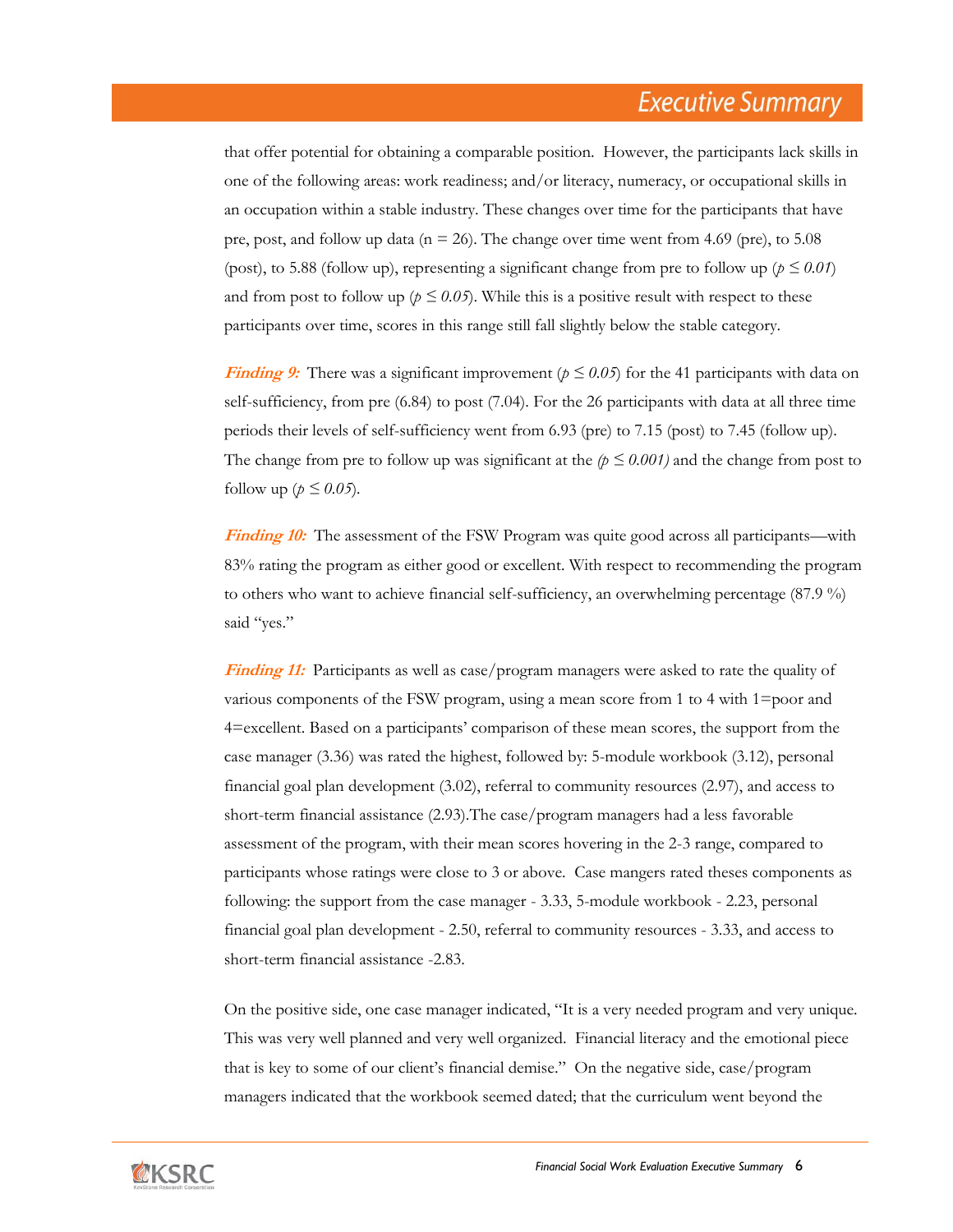that offer potential for obtaining a comparable position. However, the participants lack skills in one of the following areas: work readiness; and/or literacy, numeracy, or occupational skills in an occupation within a stable industry. These changes over time for the participants that have pre, post, and follow up data (n = 26). The change over time went from 4.69 (pre), to 5.08 (post), to 5.88 (follow up), representing a significant change from pre to follow up ($p \leq 0.01$) and from post to follow up ($p \leq 0.05$). While this is a positive result with respect to these participants over time, scores in this range still fall slightly below the stable category.

***Finding 9:*** There was a significant improvement ($p \leq 0.05$) for the 41 participants with data on self-sufficiency, from pre (6.84) to post (7.04). For the 26 participants with data at all three time periods their levels of self-sufficiency went from 6.93 (pre) to 7.15 (post) to 7.45 (follow up). The change from pre to follow up was significant at the ($p \leq 0.001$) and the change from post to follow up ($p \leq 0.05$).

***Finding 10:*** The assessment of the FSW Program was quite good across all participants—with 83% rating the program as either good or excellent. With respect to recommending the program to others who want to achieve financial self-sufficiency, an overwhelming percentage (87.9 %) said "yes."

***Finding 11:*** Participants as well as case/program managers were asked to rate the quality of various components of the FSW program, using a mean score from 1 to 4 with 1=poor and 4=excellent. Based on a participants' comparison of these mean scores, the support from the case manager (3.36) was rated the highest, followed by: 5-module workbook (3.12), personal financial goal plan development (3.02), referral to community resources (2.97), and access to short-term financial assistance (2.93).The case/program managers had a less favorable assessment of the program, with their mean scores hovering in the 2-3 range, compared to participants whose ratings were close to 3 or above. Case mangers rated theses components as following: the support from the case manager - 3.33, 5-module workbook - 2.23, personal financial goal plan development - 2.50, referral to community resources - 3.33, and access to short-term financial assistance -2.83.

On the positive side, one case manager indicated, "It is a very needed program and very unique. This was very well planned and very well organized. Financial literacy and the emotional piece that is key to some of our client's financial demise." On the negative side, case/program managers indicated that the workbook seemed dated; that the curriculum went beyond the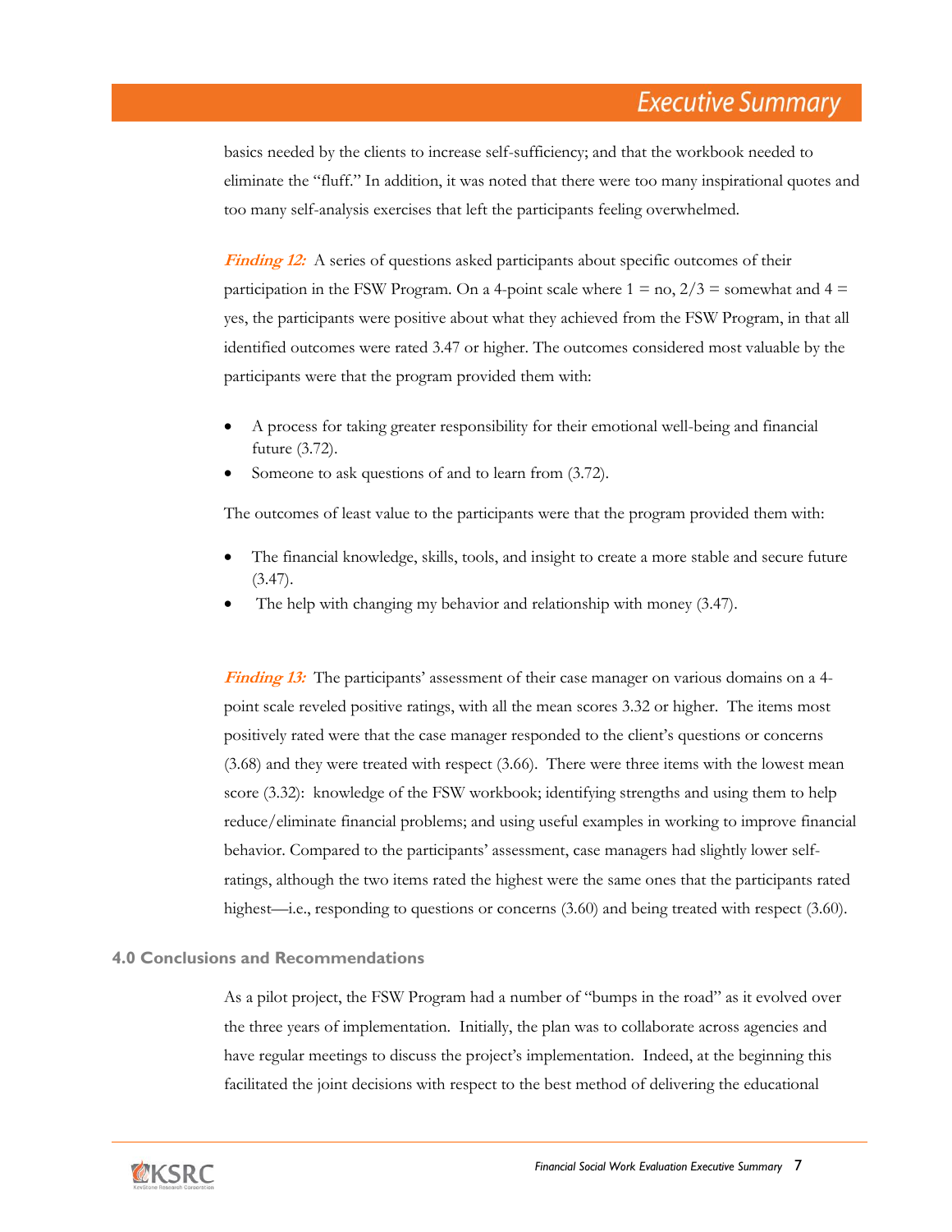basics needed by the clients to increase self-sufficiency; and that the workbook needed to eliminate the "fluff." In addition, it was noted that there were too many inspirational quotes and too many self-analysis exercises that left the participants feeling overwhelmed.

***Finding 12:*** A series of questions asked participants about specific outcomes of their participation in the FSW Program. On a 4-point scale where 1 = no, 2/3 = somewhat and 4 = yes, the participants were positive about what they achieved from the FSW Program, in that all identified outcomes were rated 3.47 or higher. The outcomes considered most valuable by the participants were that the program provided them with:

- A process for taking greater responsibility for their emotional well-being and financial future (3.72).
- Someone to ask questions of and to learn from (3.72).

The outcomes of least value to the participants were that the program provided them with:

- The financial knowledge, skills, tools, and insight to create a more stable and secure future (3.47).
- The help with changing my behavior and relationship with money (3.47).

***Finding 13:*** The participants' assessment of their case manager on various domains on a 4-point scale reveled positive ratings, with all the mean scores 3.32 or higher. The items most positively rated were that the case manager responded to the client's questions or concerns (3.68) and they were treated with respect (3.66). There were three items with the lowest mean score (3.32): knowledge of the FSW workbook; identifying strengths and using them to help reduce/eliminate financial problems; and using useful examples in working to improve financial behavior. Compared to the participants' assessment, case managers had slightly lower self-ratings, although the two items rated the highest were the same ones that the participants rated highest—i.e., responding to questions or concerns (3.60) and being treated with respect (3.60).

## 4.0 Conclusions and Recommendations

As a pilot project, the FSW Program had a number of "bumps in the road" as it evolved over the three years of implementation. Initially, the plan was to collaborate across agencies and have regular meetings to discuss the project's implementation. Indeed, at the beginning this facilitated the joint decisions with respect to the best method of delivering the educational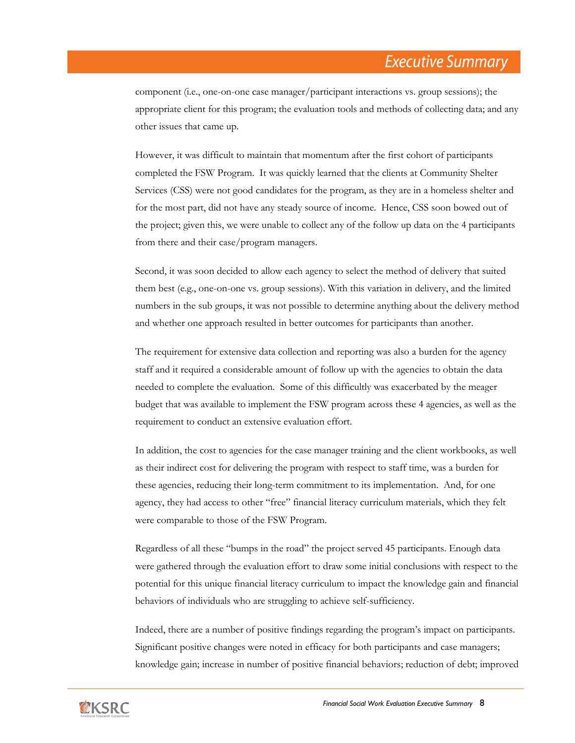component (i.e., one-on-one case manager/participant interactions vs. group sessions); the appropriate client for this program; the evaluation tools and methods of collecting data; and any other issues that came up.

However, it was difficult to maintain that momentum after the first cohort of participants completed the FSW Program. It was quickly learned that the clients at Community Shelter Services (CSS) were not good candidates for the program, as they are in a homeless shelter and for the most part, did not have any steady source of income. Hence, CSS soon bowed out of the project; given this, we were unable to collect any of the follow up data on the 4 participants from there and their case/program managers.

Second, it was soon decided to allow each agency to select the method of delivery that suited them best (e.g., one-on-one vs. group sessions). With this variation in delivery, and the limited numbers in the sub groups, it was not possible to determine anything about the delivery method and whether one approach resulted in better outcomes for participants than another.

The requirement for extensive data collection and reporting was also a burden for the agency staff and it required a considerable amount of follow up with the agencies to obtain the data needed to complete the evaluation. Some of this difficultly was exacerbated by the meager budget that was available to implement the FSW program across these 4 agencies, as well as the requirement to conduct an extensive evaluation effort.

In addition, the cost to agencies for the case manager training and the client workbooks, as well as their indirect cost for delivering the program with respect to staff time, was a burden for these agencies, reducing their long-term commitment to its implementation. And, for one agency, they had access to other "free" financial literacy curriculum materials, which they felt were comparable to those of the FSW Program.

Regardless of all these "bumps in the road" the project served 45 participants. Enough data were gathered through the evaluation effort to draw some initial conclusions with respect to the potential for this unique financial literacy curriculum to impact the knowledge gain and financial behaviors of individuals who are struggling to achieve self-sufficiency.

Indeed, there are a number of positive findings regarding the program's impact on participants. Significant positive changes were noted in efficacy for both participants and case managers; knowledge gain; increase in number of positive financial behaviors; reduction of debt; improved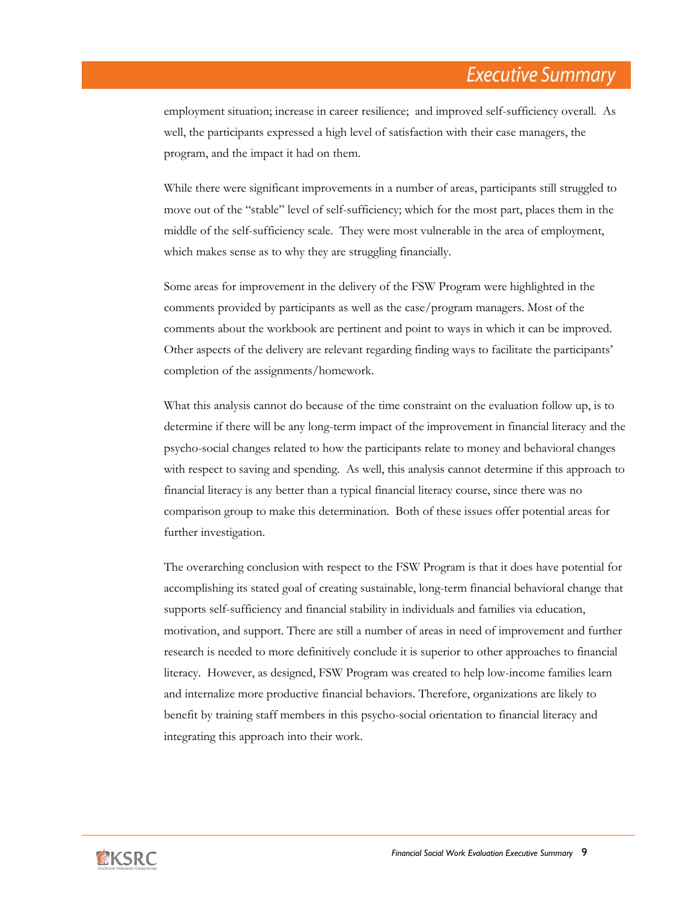employment situation; increase in career resilience;  and improved self-sufficiency overall.  As well, the participants expressed a high level of satisfaction with their case managers, the program, and the impact it had on them.

While there were significant improvements in a number of areas, participants still struggled to move out of the "stable" level of self-sufficiency; which for the most part, places them in the middle of the self-sufficiency scale.  They were most vulnerable in the area of employment, which makes sense as to why they are struggling financially.

Some areas for improvement in the delivery of the FSW Program were highlighted in the comments provided by participants as well as the case/program managers. Most of the comments about the workbook are pertinent and point to ways in which it can be improved. Other aspects of the delivery are relevant regarding finding ways to facilitate the participants' completion of the assignments/homework.

What this analysis cannot do because of the time constraint on the evaluation follow up, is to determine if there will be any long-term impact of the improvement in financial literacy and the psycho-social changes related to how the participants relate to money and behavioral changes with respect to saving and spending.  As well, this analysis cannot determine if this approach to financial literacy is any better than a typical financial literacy course, since there was no comparison group to make this determination.  Both of these issues offer potential areas for further investigation.

The overarching conclusion with respect to the FSW Program is that it does have potential for accomplishing its stated goal of creating sustainable, long-term financial behavioral change that supports self-sufficiency and financial stability in individuals and families via education, motivation, and support. There are still a number of areas in need of improvement and further research is needed to more definitively conclude it is superior to other approaches to financial literacy.  However, as designed, FSW Program was created to help low-income families learn and internalize more productive financial behaviors. Therefore, organizations are likely to benefit by training staff members in this psycho-social orientation to financial literacy and integrating this approach into their work.